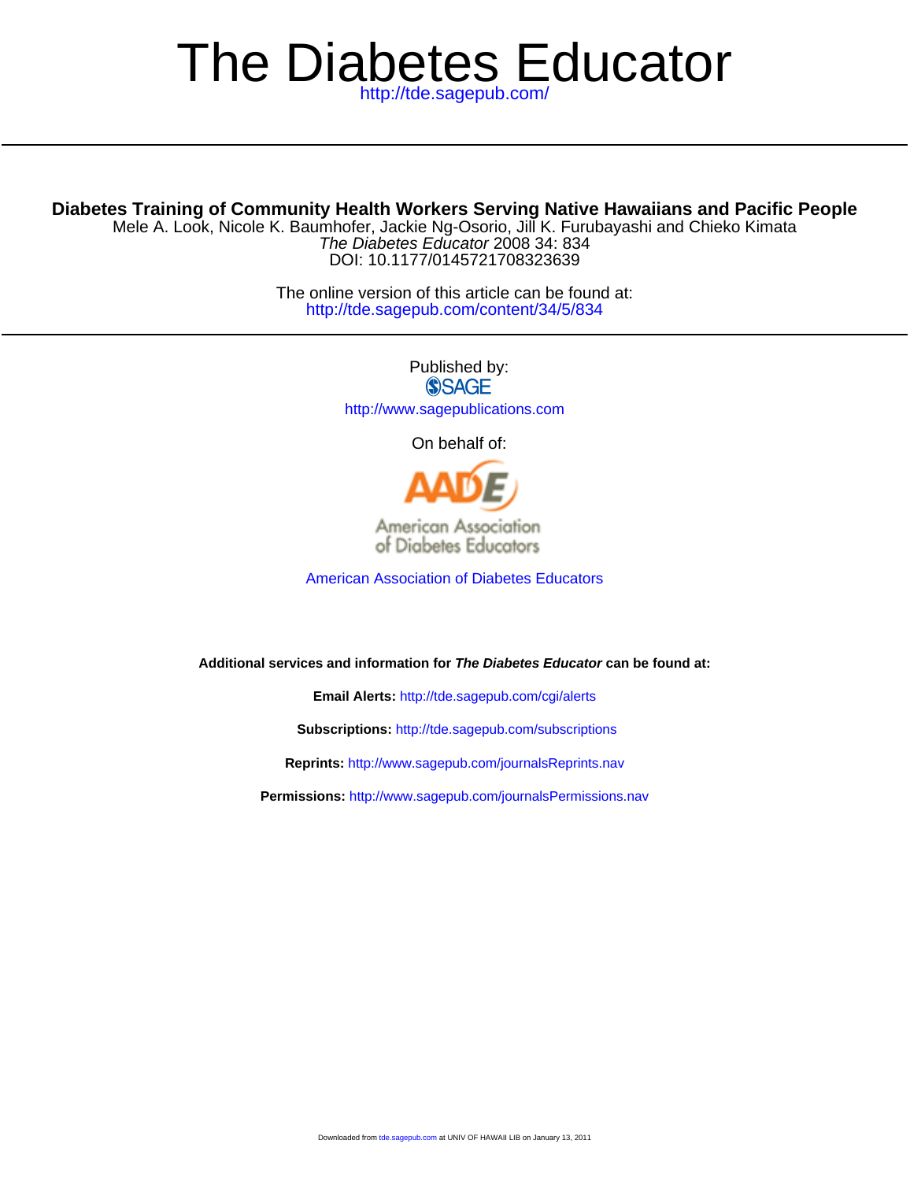# The Diabetes Educator

http://tde.sagepub.com/

---

**Diabetes Training of Community Health Workers Serving Native Hawaiians and Pacific People**

Mele A. Look, Nicole K. Baumhofer, Jackie Ng-Osorio, Jill K. Furubayashi and Chieko Kimata

*The Diabetes Educator* 2008 34: 834

DOI: 10.1177/0145721708323639

The online version of this article can be found at:

http://tde.sagepub.com/content/34/5/834

---

Published by:

SAGE

http://www.sagepublications.com

On behalf of:

AADE

American Association of Diabetes Educators

American Association of Diabetes Educators

**Additional services and information for *The Diabetes Educator* can be found at:**

**Email Alerts:** http://tde.sagepub.com/cgi/alerts

**Subscriptions:** http://tde.sagepub.com/subscriptions

**Reprints:** http://www.sagepub.com/journalsReprints.nav

**Permissions:** http://www.sagepub.com/journalsPermissions.nav

Downloaded from tde.sagepub.com at UNIV OF HAWAII LIB on January 13, 2011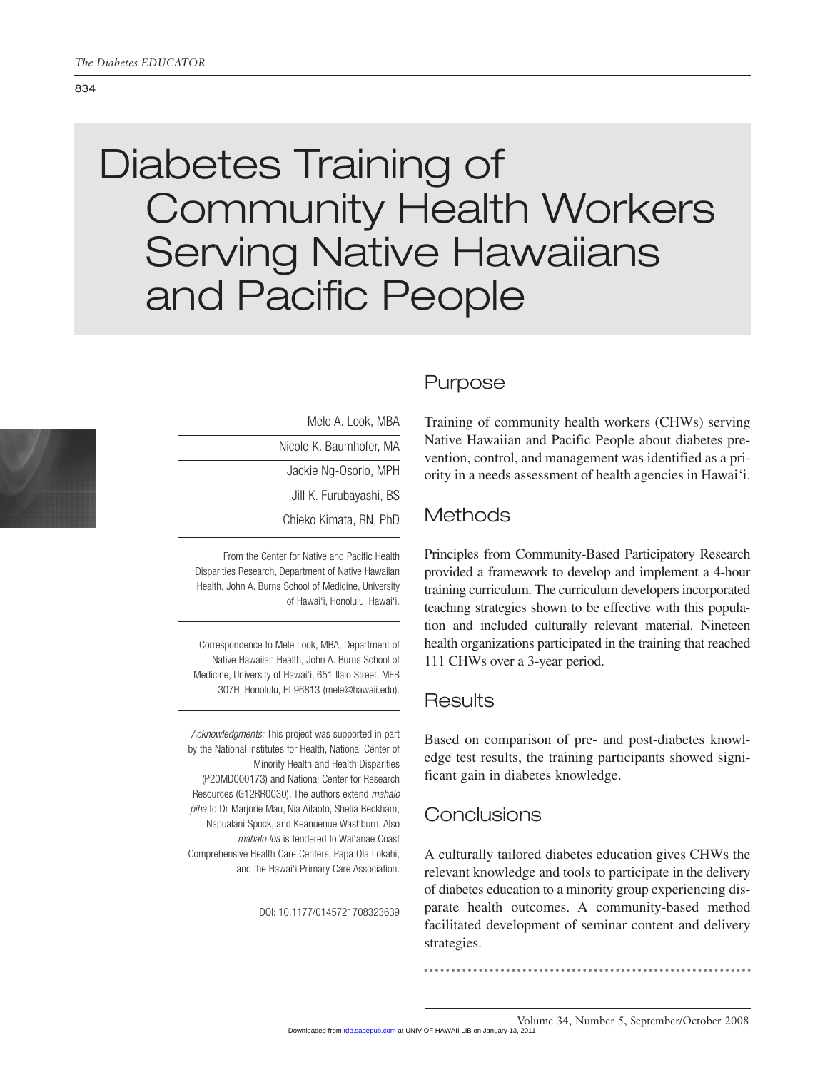# Diabetes Training of Community Health Workers Serving Native Hawaiians and Pacific People

Mele A. Look, MBA

Nicole K. Baumhofer, MA

Jackie Ng-Osorio, MPH

Jill K. Furubayashi, BS

Chieko Kimata, RN, PhD

From the Center for Native and Pacific Health Disparities Research, Department of Native Hawaiian Health, John A. Burns School of Medicine, University of Hawai'i, Honolulu, Hawai'i.

Correspondence to Mele Look, MBA, Department of Native Hawaiian Health, John A. Burns School of Medicine, University of Hawai'i, 651 Ilalo Street, MEB 307H, Honolulu, HI 96813 (mele@hawaii.edu).

*Acknowledgments:* This project was supported in part by the National Institutes for Health, National Center of Minority Health and Health Disparities (P20MD000173) and National Center for Research Resources (G12RR0030). The authors extend *mahalo piha* to Dr Marjorie Mau, Nia Aitaoto, Shelia Beckham, Napualani Spock, and Keanuenue Washburn. Also *mahalo loa* is tendered to Wai'anae Coast Comprehensive Health Care Centers, Papa Ola Lōkahi, and the Hawai'i Primary Care Association.

DOI: 10.1177/0145721708323639

## Purpose

Training of community health workers (CHWs) serving Native Hawaiian and Pacific People about diabetes prevention, control, and management was identified as a priority in a needs assessment of health agencies in Hawai'i.

## Methods

Principles from Community-Based Participatory Research provided a framework to develop and implement a 4-hour training curriculum. The curriculum developers incorporated teaching strategies shown to be effective with this population and included culturally relevant material. Nineteen health organizations participated in the training that reached 111 CHWs over a 3-year period.

## Results

Based on comparison of pre- and post-diabetes knowledge test results, the training participants showed significant gain in diabetes knowledge.

## Conclusions

A culturally tailored diabetes education gives CHWs the relevant knowledge and tools to participate in the delivery of diabetes education to a minority group experiencing disparate health outcomes. A community-based method facilitated development of seminar content and delivery strategies.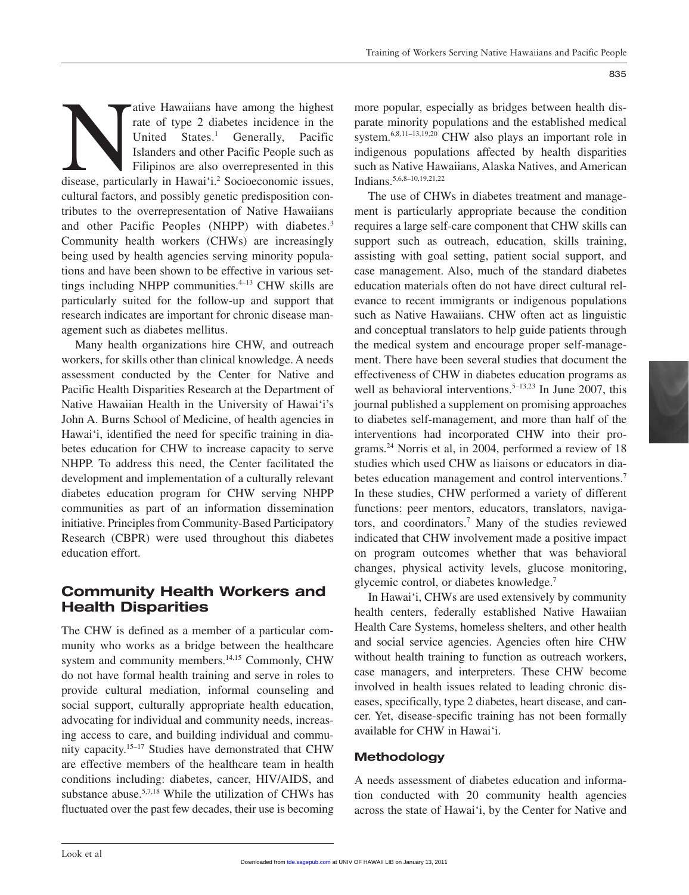Native Hawaiians have among the highest rate of type 2 diabetes incidence in the United States.[1] Generally, Pacific Islanders and other Pacific People such as Filipinos are also overrepresented in this disease, particularly in Hawai'i.[2] Socioeconomic issues, cultural factors, and possibly genetic predisposition contributes to the overrepresentation of Native Hawaiians and other Pacific Peoples (NHPP) with diabetes.[3] Community health workers (CHWs) are increasingly being used by health agencies serving minority populations and have been shown to be effective in various settings including NHPP communities.[4–13] CHW skills are particularly suited for the follow-up and support that research indicates are important for chronic disease management such as diabetes mellitus.

Many health organizations hire CHW, and outreach workers, for skills other than clinical knowledge. A needs assessment conducted by the Center for Native and Pacific Health Disparities Research at the Department of Native Hawaiian Health in the University of Hawai'i's John A. Burns School of Medicine, of health agencies in Hawai'i, identified the need for specific training in diabetes education for CHW to increase capacity to serve NHPP. To address this need, the Center facilitated the development and implementation of a culturally relevant diabetes education program for CHW serving NHPP communities as part of an information dissemination initiative. Principles from Community-Based Participatory Research (CBPR) were used throughout this diabetes education effort.

## Community Health Workers and Health Disparities

The CHW is defined as a member of a particular community who works as a bridge between the healthcare system and community members.[14,15] Commonly, CHW do not have formal health training and serve in roles to provide cultural mediation, informal counseling and social support, culturally appropriate health education, advocating for individual and community needs, increasing access to care, and building individual and community capacity.[15–17] Studies have demonstrated that CHW are effective members of the healthcare team in health conditions including: diabetes, cancer, HIV/AIDS, and substance abuse.[5,7,18] While the utilization of CHWs has fluctuated over the past few decades, their use is becoming more popular, especially as bridges between health disparate minority populations and the established medical system.[6,8,11–13,19,20] CHW also plays an important role in indigenous populations affected by health disparities such as Native Hawaiians, Alaska Natives, and American Indians.[5,6,8–10,19,21,22]

The use of CHWs in diabetes treatment and management is particularly appropriate because the condition requires a large self-care component that CHW skills can support such as outreach, education, skills training, assisting with goal setting, patient social support, and case management. Also, much of the standard diabetes education materials often do not have direct cultural relevance to recent immigrants or indigenous populations such as Native Hawaiians. CHW often act as linguistic and conceptual translators to help guide patients through the medical system and encourage proper self-management. There have been several studies that document the effectiveness of CHW in diabetes education programs as well as behavioral interventions.[5–13,23] In June 2007, this journal published a supplement on promising approaches to diabetes self-management, and more than half of the interventions had incorporated CHW into their programs.[24] Norris et al, in 2004, performed a review of 18 studies which used CHW as liaisons or educators in diabetes education management and control interventions.[7] In these studies, CHW performed a variety of different functions: peer mentors, educators, translators, navigators, and coordinators.[7] Many of the studies reviewed indicated that CHW involvement made a positive impact on program outcomes whether that was behavioral changes, physical activity levels, glucose monitoring, glycemic control, or diabetes knowledge.[7]

In Hawai'i, CHWs are used extensively by community health centers, federally established Native Hawaiian Health Care Systems, homeless shelters, and other health and social service agencies. Agencies often hire CHW without health training to function as outreach workers, case managers, and interpreters. These CHW become involved in health issues related to leading chronic diseases, specifically, type 2 diabetes, heart disease, and cancer. Yet, disease-specific training has not been formally available for CHW in Hawai'i.

### Methodology

A needs assessment of diabetes education and information conducted with 20 community health agencies across the state of Hawai'i, by the Center for Native and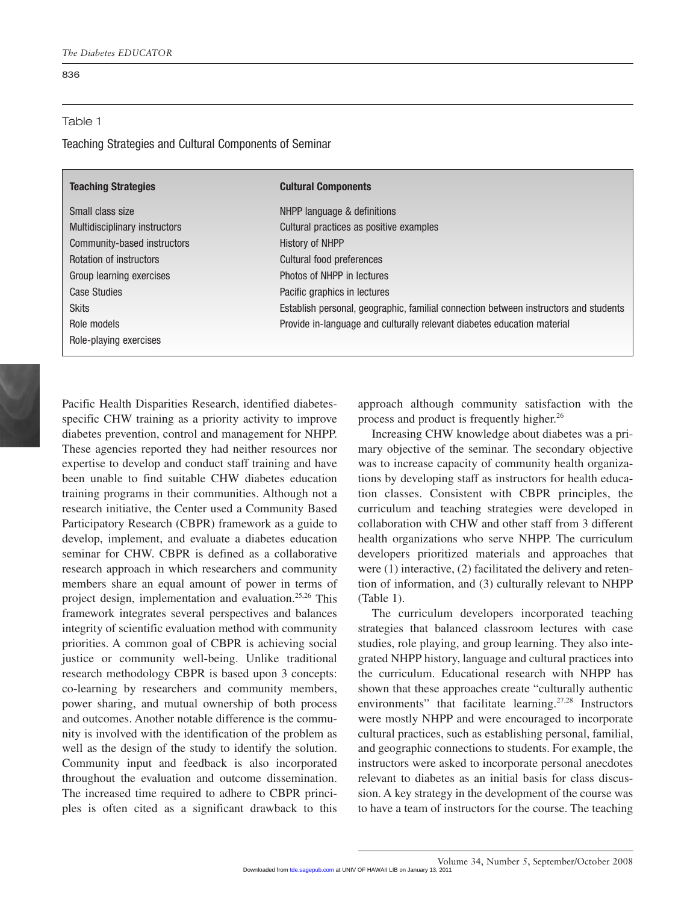Table 1

Teaching Strategies and Cultural Components of Seminar

| Teaching Strategies | Cultural Components |
|---|---|
| Small class size | NHPP language & definitions |
| Multidisciplinary instructors | Cultural practices as positive examples |
| Community-based instructors | History of NHPP |
| Rotation of instructors | Cultural food preferences |
| Group learning exercises | Photos of NHPP in lectures |
| Case Studies | Pacific graphics in lectures |
| Skits | Establish personal, geographic, familial connection between instructors and students |
| Role models | Provide in-language and culturally relevant diabetes education material |
| Role-playing exercises | |

Pacific Health Disparities Research, identified diabetes-specific CHW training as a priority activity to improve diabetes prevention, control and management for NHPP. These agencies reported they had neither resources nor expertise to develop and conduct staff training and have been unable to find suitable CHW diabetes education training programs in their communities. Although not a research initiative, the Center used a Community Based Participatory Research (CBPR) framework as a guide to develop, implement, and evaluate a diabetes education seminar for CHW. CBPR is defined as a collaborative research approach in which researchers and community members share an equal amount of power in terms of project design, implementation and evaluation.[25,26] This framework integrates several perspectives and balances integrity of scientific evaluation method with community priorities. A common goal of CBPR is achieving social justice or community well-being. Unlike traditional research methodology CBPR is based upon 3 concepts: co-learning by researchers and community members, power sharing, and mutual ownership of both process and outcomes. Another notable difference is the community is involved with the identification of the problem as well as the design of the study to identify the solution. Community input and feedback is also incorporated throughout the evaluation and outcome dissemination. The increased time required to adhere to CBPR principles is often cited as a significant drawback to this approach although community satisfaction with the process and product is frequently higher.[26]

Increasing CHW knowledge about diabetes was a primary objective of the seminar. The secondary objective was to increase capacity of community health organizations by developing staff as instructors for health education classes. Consistent with CBPR principles, the curriculum and teaching strategies were developed in collaboration with CHW and other staff from 3 different health organizations who serve NHPP. The curriculum developers prioritized materials and approaches that were (1) interactive, (2) facilitated the delivery and retention of information, and (3) culturally relevant to NHPP (Table 1).

The curriculum developers incorporated teaching strategies that balanced classroom lectures with case studies, role playing, and group learning. They also integrated NHPP history, language and cultural practices into the curriculum. Educational research with NHPP has shown that these approaches create "culturally authentic environments" that facilitate learning.[27,28] Instructors were mostly NHPP and were encouraged to incorporate cultural practices, such as establishing personal, familial, and geographic connections to students. For example, the instructors were asked to incorporate personal anecdotes relevant to diabetes as an initial basis for class discussion. A key strategy in the development of the course was to have a team of instructors for the course. The teaching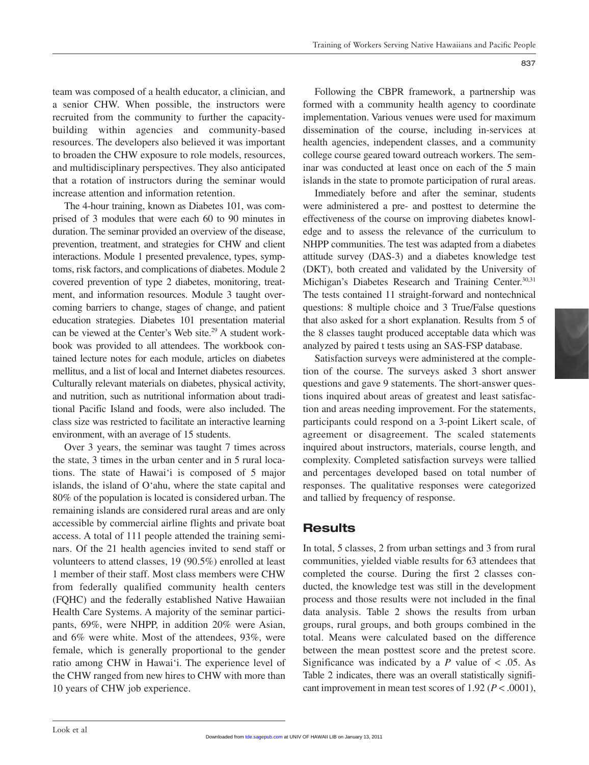team was composed of a health educator, a clinician, and a senior CHW. When possible, the instructors were recruited from the community to further the capacity-building within agencies and community-based resources. The developers also believed it was important to broaden the CHW exposure to role models, resources, and multidisciplinary perspectives. They also anticipated that a rotation of instructors during the seminar would increase attention and information retention.

The 4-hour training, known as Diabetes 101, was comprised of 3 modules that were each 60 to 90 minutes in duration. The seminar provided an overview of the disease, prevention, treatment, and strategies for CHW and client interactions. Module 1 presented prevalence, types, symptoms, risk factors, and complications of diabetes. Module 2 covered prevention of type 2 diabetes, monitoring, treatment, and information resources. Module 3 taught overcoming barriers to change, stages of change, and patient education strategies. Diabetes 101 presentation material can be viewed at the Center's Web site.[29] A student workbook was provided to all attendees. The workbook contained lecture notes for each module, articles on diabetes mellitus, and a list of local and Internet diabetes resources. Culturally relevant materials on diabetes, physical activity, and nutrition, such as nutritional information about traditional Pacific Island and foods, were also included. The class size was restricted to facilitate an interactive learning environment, with an average of 15 students.

Over 3 years, the seminar was taught 7 times across the state, 3 times in the urban center and in 5 rural locations. The state of Hawai'i is composed of 5 major islands, the island of O'ahu, where the state capital and 80% of the population is located is considered urban. The remaining islands are considered rural areas and are only accessible by commercial airline flights and private boat access. A total of 111 people attended the training seminars. Of the 21 health agencies invited to send staff or volunteers to attend classes, 19 (90.5%) enrolled at least 1 member of their staff. Most class members were CHW from federally qualified community health centers (FQHC) and the federally established Native Hawaiian Health Care Systems. A majority of the seminar participants, 69%, were NHPP, in addition 20% were Asian, and 6% were white. Most of the attendees, 93%, were female, which is generally proportional to the gender ratio among CHW in Hawai'i. The experience level of the CHW ranged from new hires to CHW with more than 10 years of CHW job experience.

Following the CBPR framework, a partnership was formed with a community health agency to coordinate implementation. Various venues were used for maximum dissemination of the course, including in-services at health agencies, independent classes, and a community college course geared toward outreach workers. The seminar was conducted at least once on each of the 5 main islands in the state to promote participation of rural areas.

Immediately before and after the seminar, students were administered a pre- and posttest to determine the effectiveness of the course on improving diabetes knowledge and to assess the relevance of the curriculum to NHPP communities. The test was adapted from a diabetes attitude survey (DAS-3) and a diabetes knowledge test (DKT), both created and validated by the University of Michigan's Diabetes Research and Training Center.[30,31] The tests contained 11 straight-forward and nontechnical questions: 8 multiple choice and 3 True/False questions that also asked for a short explanation. Results from 5 of the 8 classes taught produced acceptable data which was analyzed by paired t tests using an SAS-FSP database.

Satisfaction surveys were administered at the completion of the course. The surveys asked 3 short answer questions and gave 9 statements. The short-answer questions inquired about areas of greatest and least satisfaction and areas needing improvement. For the statements, participants could respond on a 3-point Likert scale, of agreement or disagreement. The scaled statements inquired about instructors, materials, course length, and complexity. Completed satisfaction surveys were tallied and percentages developed based on total number of responses. The qualitative responses were categorized and tallied by frequency of response.

## Results

In total, 5 classes, 2 from urban settings and 3 from rural communities, yielded viable results for 63 attendees that completed the course. During the first 2 classes conducted, the knowledge test was still in the development process and those results were not included in the final data analysis. Table 2 shows the results from urban groups, rural groups, and both groups combined in the total. Means were calculated based on the difference between the mean posttest score and the pretest score. Significance was indicated by a $P$ value of $< .05$. As Table 2 indicates, there was an overall statistically significant improvement in mean test scores of 1.92 ($P < .0001$),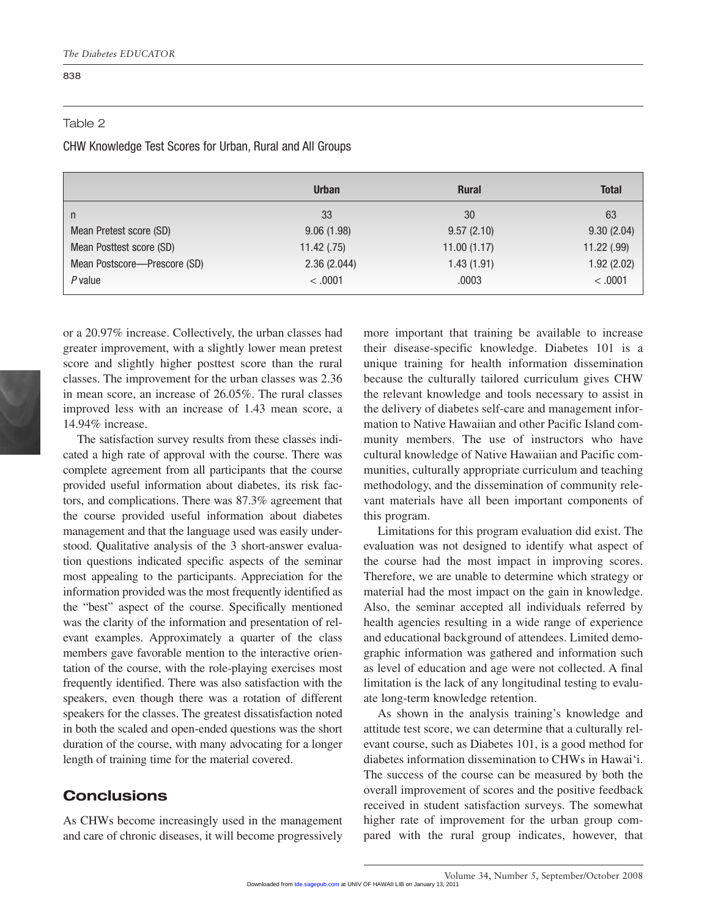Table 2

CHW Knowledge Test Scores for Urban, Rural and All Groups

| | Urban | Rural | Total |
|---|---|---|---|
| n | 33 | 30 | 63 |
| Mean Pretest score (SD) | 9.06 (1.98) | 9.57 (2.10) | 9.30 (2.04) |
| Mean Posttest score (SD) | 11.42 (.75) | 11.00 (1.17) | 11.22 (.99) |
| Mean Postscore—Prescore (SD) | 2.36 (2.044) | 1.43 (1.91) | 1.92 (2.02) |
| *P* value | < .0001 | .0003 | < .0001 |

or a 20.97% increase. Collectively, the urban classes had greater improvement, with a slightly lower mean pretest score and slightly higher posttest score than the rural classes. The improvement for the urban classes was 2.36 in mean score, an increase of 26.05%. The rural classes improved less with an increase of 1.43 mean score, a 14.94% increase.

The satisfaction survey results from these classes indicated a high rate of approval with the course. There was complete agreement from all participants that the course provided useful information about diabetes, its risk factors, and complications. There was 87.3% agreement that the course provided useful information about diabetes management and that the language used was easily understood. Qualitative analysis of the 3 short-answer evaluation questions indicated specific aspects of the seminar most appealing to the participants. Appreciation for the information provided was the most frequently identified as the "best" aspect of the course. Specifically mentioned was the clarity of the information and presentation of relevant examples. Approximately a quarter of the class members gave favorable mention to the interactive orientation of the course, with the role-playing exercises most frequently identified. There was also satisfaction with the speakers, even though there was a rotation of different speakers for the classes. The greatest dissatisfaction noted in both the scaled and open-ended questions was the short duration of the course, with many advocating for a longer length of training time for the material covered.

## Conclusions

As CHWs become increasingly used in the management and care of chronic diseases, it will become progressively more important that training be available to increase their disease-specific knowledge. Diabetes 101 is a unique training for health information dissemination because the culturally tailored curriculum gives CHW the relevant knowledge and tools necessary to assist in the delivery of diabetes self-care and management information to Native Hawaiian and other Pacific Island community members. The use of instructors who have cultural knowledge of Native Hawaiian and Pacific communities, culturally appropriate curriculum and teaching methodology, and the dissemination of community relevant materials have all been important components of this program.

Limitations for this program evaluation did exist. The evaluation was not designed to identify what aspect of the course had the most impact in improving scores. Therefore, we are unable to determine which strategy or material had the most impact on the gain in knowledge. Also, the seminar accepted all individuals referred by health agencies resulting in a wide range of experience and educational background of attendees. Limited demographic information was gathered and information such as level of education and age were not collected. A final limitation is the lack of any longitudinal testing to evaluate long-term knowledge retention.

As shown in the analysis training's knowledge and attitude test score, we can determine that a culturally relevant course, such as Diabetes 101, is a good method for diabetes information dissemination to CHWs in Hawai'i. The success of the course can be measured by both the overall improvement of scores and the positive feedback received in student satisfaction surveys. The somewhat higher rate of improvement for the urban group compared with the rural group indicates, however, that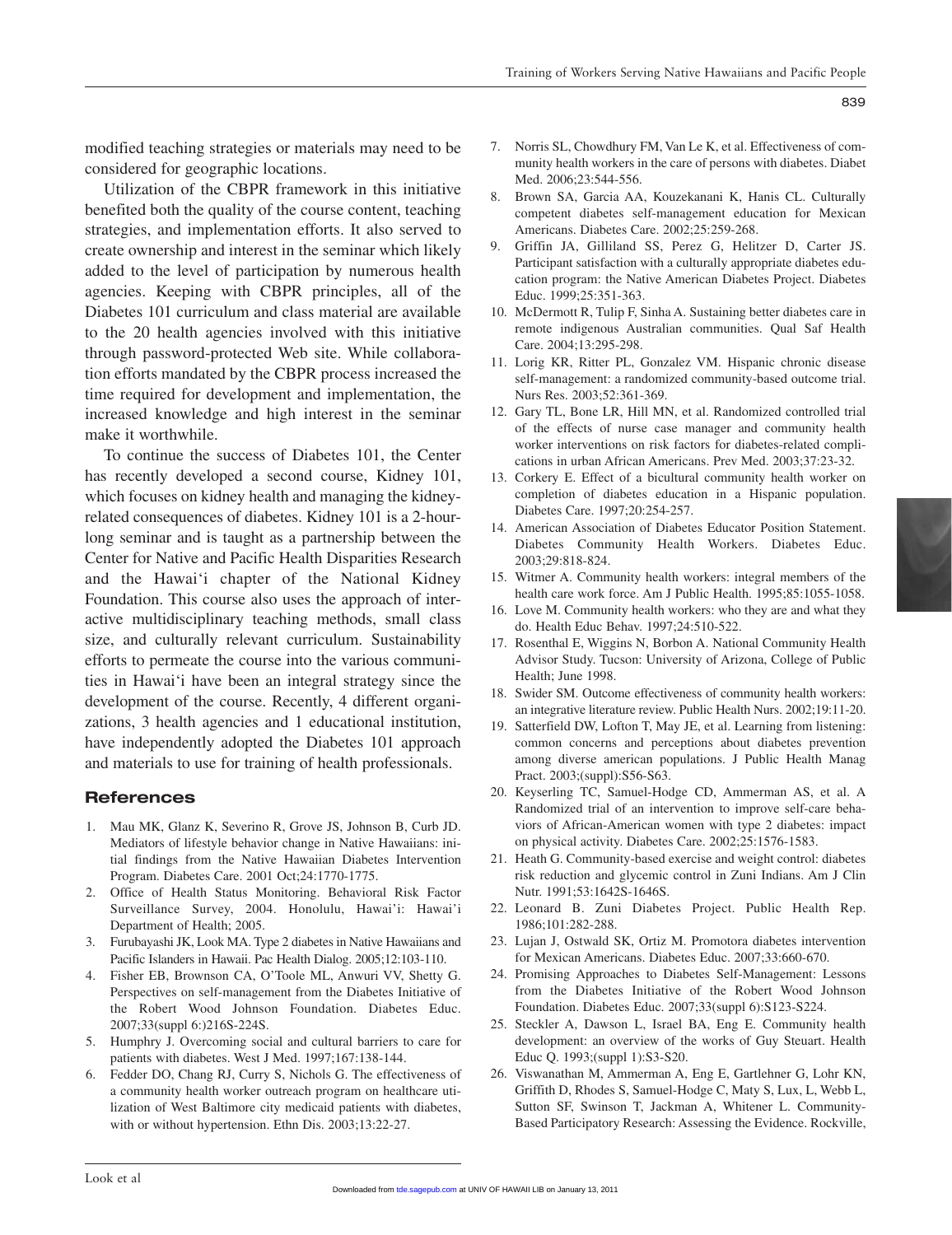modified teaching strategies or materials may need to be considered for geographic locations.

Utilization of the CBPR framework in this initiative benefited both the quality of the course content, teaching strategies, and implementation efforts. It also served to create ownership and interest in the seminar which likely added to the level of participation by numerous health agencies. Keeping with CBPR principles, all of the Diabetes 101 curriculum and class material are available to the 20 health agencies involved with this initiative through password-protected Web site. While collaboration efforts mandated by the CBPR process increased the time required for development and implementation, the increased knowledge and high interest in the seminar make it worthwhile.

To continue the success of Diabetes 101, the Center has recently developed a second course, Kidney 101, which focuses on kidney health and managing the kidney-related consequences of diabetes. Kidney 101 is a 2-hour-long seminar and is taught as a partnership between the Center for Native and Pacific Health Disparities Research and the Hawai'i chapter of the National Kidney Foundation. This course also uses the approach of interactive multidisciplinary teaching methods, small class size, and culturally relevant curriculum. Sustainability efforts to permeate the course into the various communities in Hawai'i have been an integral strategy since the development of the course. Recently, 4 different organizations, 3 health agencies and 1 educational institution, have independently adopted the Diabetes 101 approach and materials to use for training of health professionals.

## References

1. Mau MK, Glanz K, Severino R, Grove JS, Johnson B, Curb JD. Mediators of lifestyle behavior change in Native Hawaiians: initial findings from the Native Hawaiian Diabetes Intervention Program. Diabetes Care. 2001 Oct;24:1770-1775.
2. Office of Health Status Monitoring. Behavioral Risk Factor Surveillance Survey, 2004. Honolulu, Hawai'i: Hawai'i Department of Health; 2005.
3. Furubayashi JK, Look MA. Type 2 diabetes in Native Hawaiians and Pacific Islanders in Hawaii. Pac Health Dialog. 2005;12:103-110.
4. Fisher EB, Brownson CA, O'Toole ML, Anwuri VV, Shetty G. Perspectives on self-management from the Diabetes Initiative of the Robert Wood Johnson Foundation. Diabetes Educ. 2007;33(suppl 6:)216S-224S.
5. Humphry J. Overcoming social and cultural barriers to care for patients with diabetes. West J Med. 1997;167:138-144.
6. Fedder DO, Chang RJ, Curry S, Nichols G. The effectiveness of a community health worker outreach program on healthcare utilization of West Baltimore city medicaid patients with diabetes, with or without hypertension. Ethn Dis. 2003;13:22-27.
7. Norris SL, Chowdhury FM, Van Le K, et al. Effectiveness of community health workers in the care of persons with diabetes. Diabet Med. 2006;23:544-556.
8. Brown SA, Garcia AA, Kouzekanani K, Hanis CL. Culturally competent diabetes self-management education for Mexican Americans. Diabetes Care. 2002;25:259-268.
9. Griffin JA, Gilliland SS, Perez G, Helitzer D, Carter JS. Participant satisfaction with a culturally appropriate diabetes education program: the Native American Diabetes Project. Diabetes Educ. 1999;25:351-363.
10. McDermott R, Tulip F, Sinha A. Sustaining better diabetes care in remote indigenous Australian communities. Qual Saf Health Care. 2004;13:295-298.
11. Lorig KR, Ritter PL, Gonzalez VM. Hispanic chronic disease self-management: a randomized community-based outcome trial. Nurs Res. 2003;52:361-369.
12. Gary TL, Bone LR, Hill MN, et al. Randomized controlled trial of the effects of nurse case manager and community health worker interventions on risk factors for diabetes-related complications in urban African Americans. Prev Med. 2003;37:23-32.
13. Corkery E. Effect of a bicultural community health worker on completion of diabetes education in a Hispanic population. Diabetes Care. 1997;20:254-257.
14. American Association of Diabetes Educator Position Statement. Diabetes Community Health Workers. Diabetes Educ. 2003;29:818-824.
15. Witmer A. Community health workers: integral members of the health care work force. Am J Public Health. 1995;85:1055-1058.
16. Love M. Community health workers: who they are and what they do. Health Educ Behav. 1997;24:510-522.
17. Rosenthal E, Wiggins N, Borbon A. National Community Health Advisor Study. Tucson: University of Arizona, College of Public Health; June 1998.
18. Swider SM. Outcome effectiveness of community health workers: an integrative literature review. Public Health Nurs. 2002;19:11-20.
19. Satterfield DW, Lofton T, May JE, et al. Learning from listening: common concerns and perceptions about diabetes prevention among diverse american populations. J Public Health Manag Pract. 2003;(suppl):S56-S63.
20. Keyserling TC, Samuel-Hodge CD, Ammerman AS, et al. A Randomized trial of an intervention to improve self-care behaviors of African-American women with type 2 diabetes: impact on physical activity. Diabetes Care. 2002;25:1576-1583.
21. Heath G. Community-based exercise and weight control: diabetes risk reduction and glycemic control in Zuni Indians. Am J Clin Nutr. 1991;53:1642S-1646S.
22. Leonard B. Zuni Diabetes Project. Public Health Rep. 1986;101:282-288.
23. Lujan J, Ostwald SK, Ortiz M. Promotora diabetes intervention for Mexican Americans. Diabetes Educ. 2007;33:660-670.
24. Promising Approaches to Diabetes Self-Management: Lessons from the Diabetes Initiative of the Robert Wood Johnson Foundation. Diabetes Educ. 2007;33(suppl 6):S123-S224.
25. Steckler A, Dawson L, Israel BA, Eng E. Community health development: an overview of the works of Guy Steuart. Health Educ Q. 1993;(suppl 1):S3-S20.
26. Viswanathan M, Ammerman A, Eng E, Gartlehner G, Lohr KN, Griffith D, Rhodes S, Samuel-Hodge C, Maty S, Lux, L, Webb L, Sutton SF, Swinson T, Jackman A, Whitener L. Community-Based Participatory Research: Assessing the Evidence. Rockville,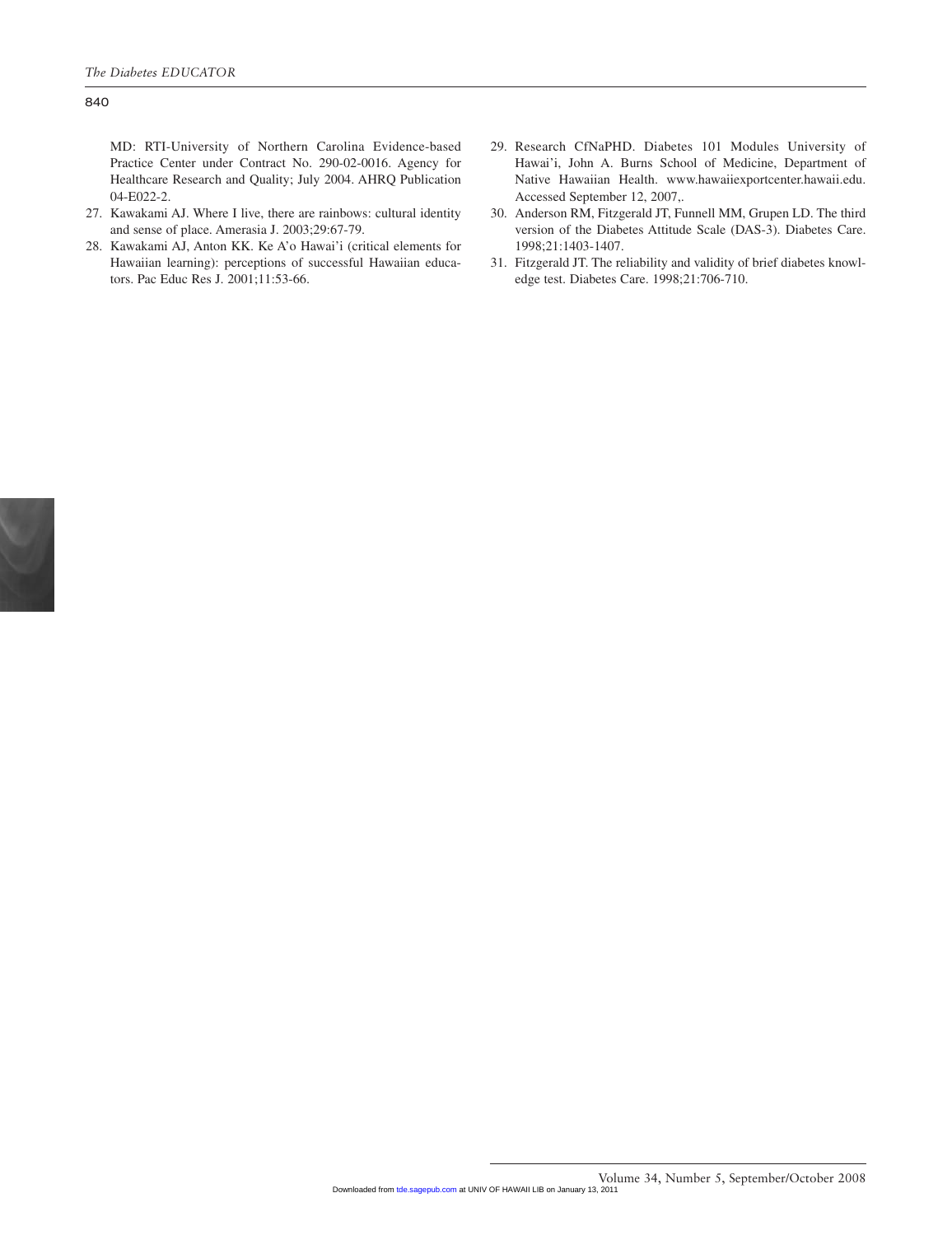MD: RTI-University of Northern Carolina Evidence-based Practice Center under Contract No. 290-02-0016. Agency for Healthcare Research and Quality; July 2004. AHRQ Publication 04-E022-2.

27. Kawakami AJ. Where I live, there are rainbows: cultural identity and sense of place. Amerasia J. 2003;29:67-79.
28. Kawakami AJ, Anton KK. Ke A'o Hawai'i (critical elements for Hawaiian learning): perceptions of successful Hawaiian educators. Pac Educ Res J. 2001;11:53-66.
29. Research CfNaPHD. Diabetes 101 Modules University of Hawai'i, John A. Burns School of Medicine, Department of Native Hawaiian Health. www.hawaiiexportcenter.hawaii.edu. Accessed September 12, 2007,.
30. Anderson RM, Fitzgerald JT, Funnell MM, Grupen LD. The third version of the Diabetes Attitude Scale (DAS-3). Diabetes Care. 1998;21:1403-1407.
31. Fitzgerald JT. The reliability and validity of brief diabetes knowledge test. Diabetes Care. 1998;21:706-710.